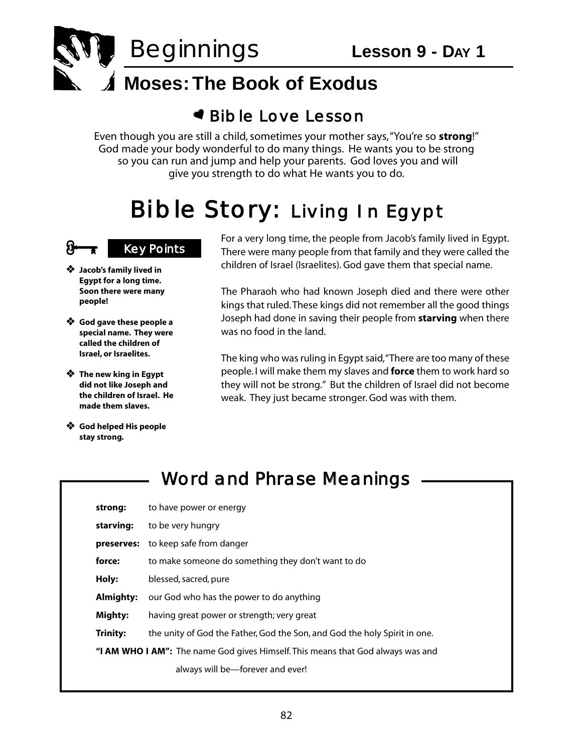# Beginnings — Lesson 9 - Day 1

## Moses: The Book of Exodus

### Bible Love Lesson

Even though you are still a child, sometimes your mother says, "You're so **strong**!" God made your body wonderful to do many things. He wants you to be strong so you can run and jump and help your parents. God loves you and will give you strength to do what He wants you to do.

## Bible Story: Living In Egypt

### Key Points

- **Jacob's family lived in Egypt for a long time. Soon there were many people!**
- **God gave these people a special name. They were called the children of Israel, or Israelites.**
- **The new king in Egypt did not like Joseph and the children of Israel. He made them slaves.**
- **God helped His people stay strong.**

For a very long time, the people from Jacob's family lived in Egypt. There were many people from that family and they were called the children of Israel (Israelites). God gave them that special name.

The Pharaoh who had known Joseph died and there were other kings that ruled. These kings did not remember all the good things Joseph had done in saving their people from **starving** when there was no food in the land.

The king who was ruling in Egypt said, "There are too many of these people. I will make them my slaves and **force** them to work hard so they will not be strong." But the children of Israel did not become weak. They just became stronger. God was with them.

## Word and Phrase Meanings

**strong:** to have power or energy

**starving:** to be very hungry

**preserves:** to keep safe from danger

**force:** to make someone do something they don't want to do

**Holy:** blessed, sacred, pure

**Almighty:** our God who has the power to do anything

**Mighty:** having great power or strength; very great

**Trinity:** the unity of God the Father, God the Son, and God the holy Spirit in one.

**"I AM WHO I AM":** The name God gives Himself. This means that God always was and always will be—forever and ever!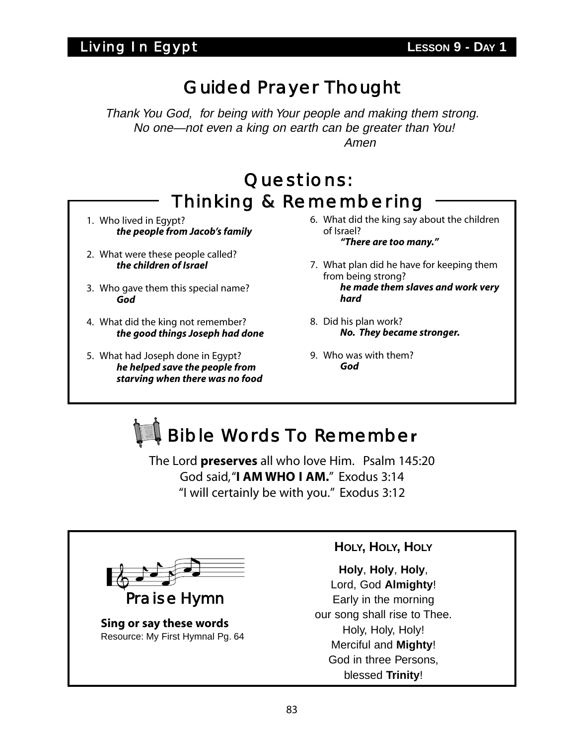**Living In Egypt** — **Lesson 9 - Day 1**

# Guided Prayer Thought

*Thank You God, for being with Your people and making them strong.*
*No one—not even a king on earth can be greater than You!*
*Amen*

## Questions: Thinking & Remembering

1. Who lived in Egypt?
   ***the people from Jacob's family***

2. What were these people called?
   ***the children of Israel***

3. Who gave them this special name?
   ***God***

4. What did the king not remember?
   ***the good things Joseph had done***

5. What had Joseph done in Egypt?
   ***he helped save the people from starving when there was no food***

6. What did the king say about the children of Israel?
   ***"There are too many."***

7. What plan did he have for keeping them from being strong?
   ***he made them slaves and work very hard***

8. Did his plan work?
   ***No. They became stronger.***

9. Who was with them?
   ***God***

## Bible Words To Remember

The Lord **preserves** all who love Him. Psalm 145:20
God said, "**I AM WHO I AM.**" Exodus 3:14
"I will certainly be with you." Exodus 3:12

## Praise Hymn

**Sing or say these words**
Resource: My First Hymnal Pg. 64

**HOLY, HOLY, HOLY**

**Holy**, **Holy**, **Holy**,
Lord, God **Almighty**!
Early in the morning
our song shall rise to Thee.
Holy, Holy, Holy!
Merciful and **Mighty**!
God in three Persons,
blessed **Trinity**!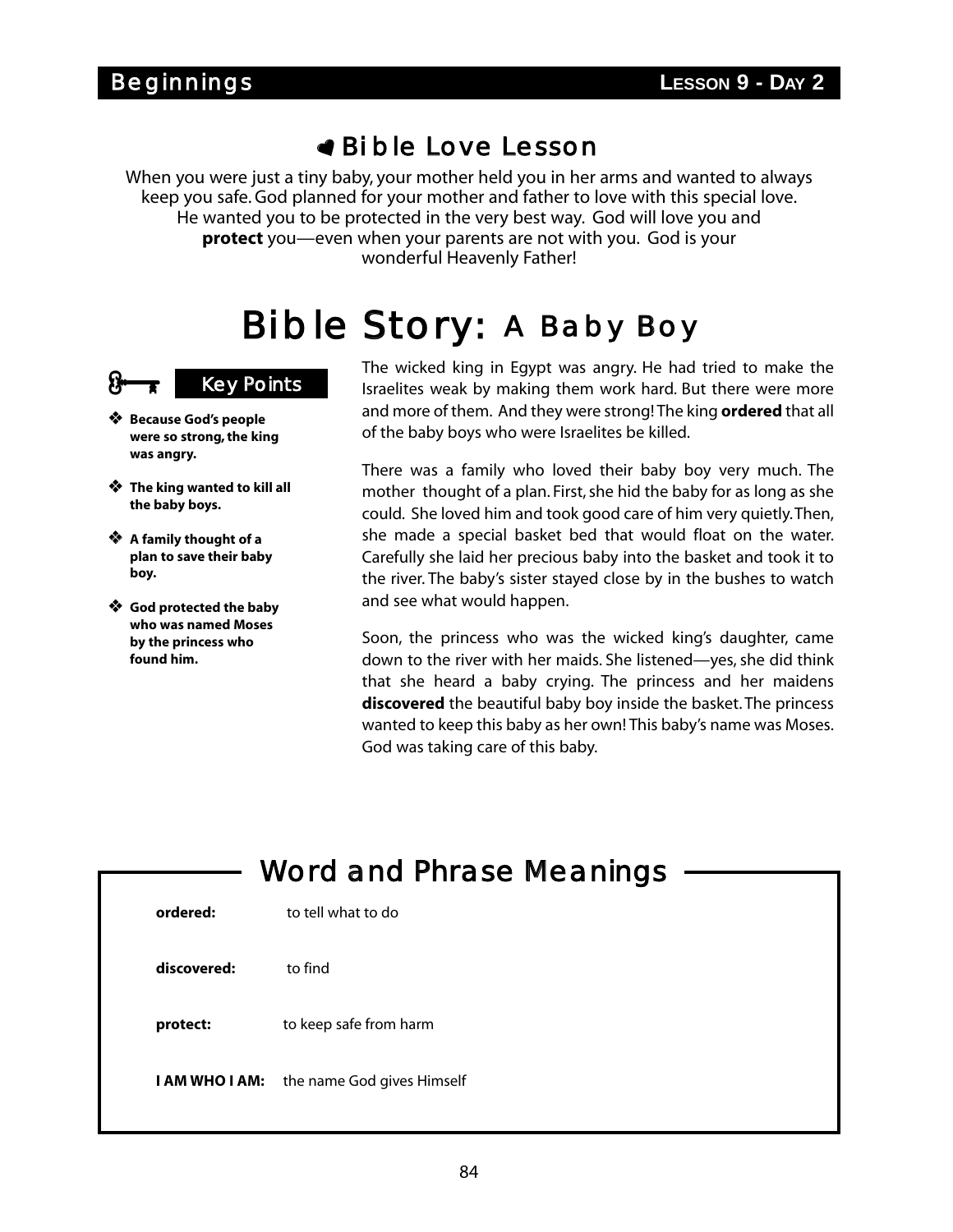## Bible Love Lesson

When you were just a tiny baby, your mother held you in her arms and wanted to always keep you safe. God planned for your mother and father to love with this special love. He wanted you to be protected in the very best way. God will love you and **protect** you—even when your parents are not with you. God is your wonderful Heavenly Father!

# Bible Story: A Baby Boy

### Key Points

- **Because God's people were so strong, the king was angry.**
- **The king wanted to kill all the baby boys.**
- **A family thought of a plan to save their baby boy.**
- **God protected the baby who was named Moses by the princess who found him.**

The wicked king in Egypt was angry. He had tried to make the Israelites weak by making them work hard. But there were more and more of them. And they were strong! The king **ordered** that all of the baby boys who were Israelites be killed.

There was a family who loved their baby boy very much. The mother thought of a plan. First, she hid the baby for as long as she could. She loved him and took good care of him very quietly. Then, she made a special basket bed that would float on the water. Carefully she laid her precious baby into the basket and took it to the river. The baby's sister stayed close by in the bushes to watch and see what would happen.

Soon, the princess who was the wicked king's daughter, came down to the river with her maids. She listened—yes, she did think that she heard a baby crying. The princess and her maidens **discovered** the beautiful baby boy inside the basket. The princess wanted to keep this baby as her own! This baby's name was Moses. God was taking care of this baby.

## Word and Phrase Meanings

**ordered:** to tell what to do

**discovered:** to find

**protect:** to keep safe from harm

**I AM WHO I AM:** the name God gives Himself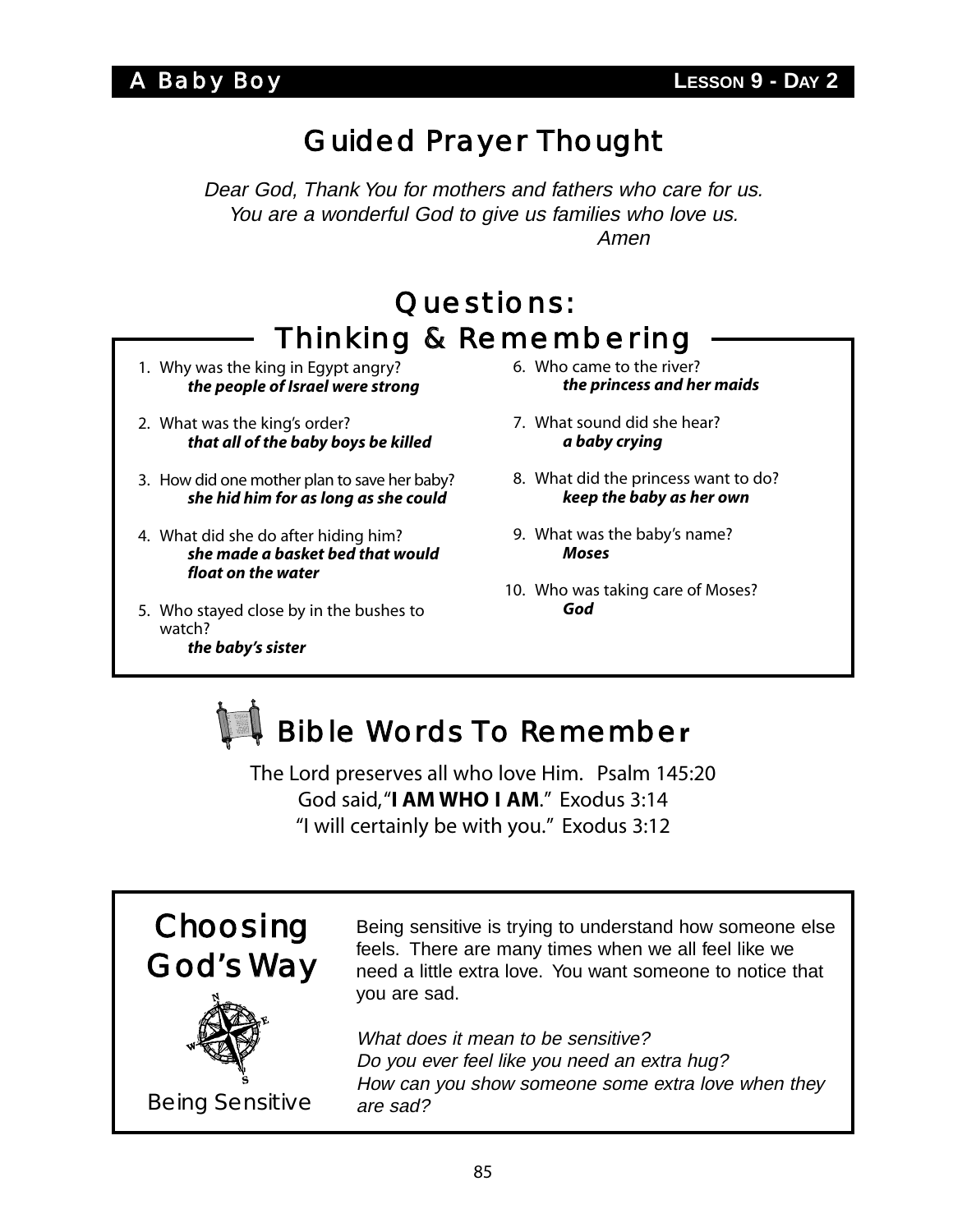**A Baby Boy** — **LESSON 9 - DAY 2**

# Guided Prayer Thought

*Dear God, Thank You for mothers and fathers who care for us.*
*You are a wonderful God to give us families who love us.*
*Amen*

# Questions: Thinking & Remembering

1. Why was the king in Egypt angry?
   ***the people of Israel were strong***

2. What was the king's order?
   ***that all of the baby boys be killed***

3. How did one mother plan to save her baby?
   ***she hid him for as long as she could***

4. What did she do after hiding him?
   ***she made a basket bed that would float on the water***

5. Who stayed close by in the bushes to watch?
   ***the baby's sister***

6. Who came to the river?
   ***the princess and her maids***

7. What sound did she hear?
   ***a baby crying***

8. What did the princess want to do?
   ***keep the baby as her own***

9. What was the baby's name?
   ***Moses***

10. Who was taking care of Moses?
    ***God***

# Bible Words To Remember

The Lord preserves all who love Him. Psalm 145:20
God said, "**I AM WHO I AM**." Exodus 3:14
"I will certainly be with you." Exodus 3:12

# Choosing God's Way

Being Sensitive

Being sensitive is trying to understand how someone else feels. There are many times when we all feel like we need a little extra love. You want someone to notice that you are sad.

*What does it mean to be sensitive?*
*Do you ever feel like you need an extra hug?*
*How can you show someone some extra love when they are sad?*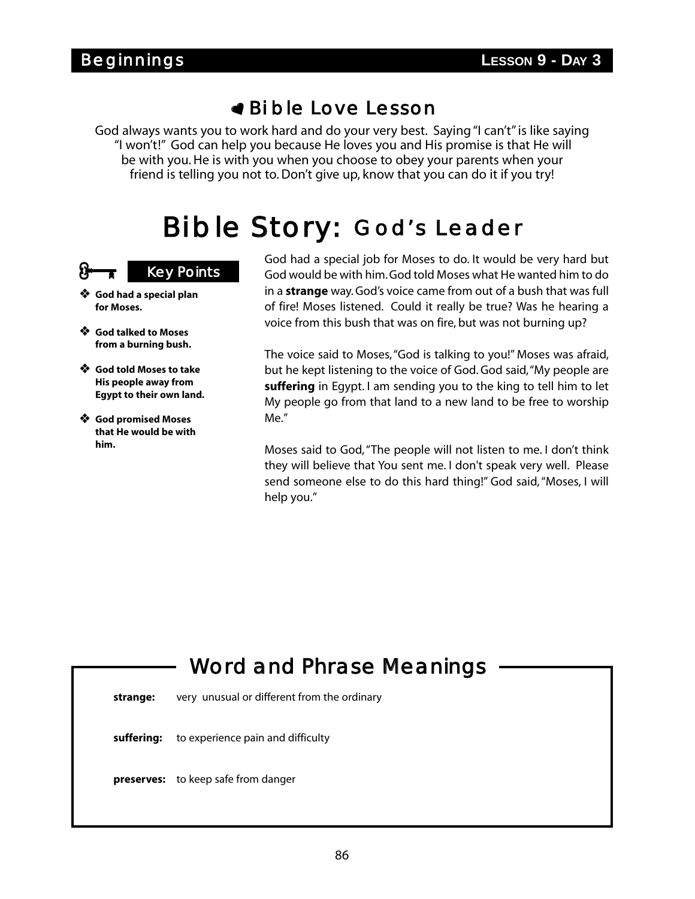## Bible Love Lesson

God always wants you to work hard and do your very best. Saying "I can't" is like saying "I won't!" God can help you because He loves you and His promise is that He will be with you. He is with you when you choose to obey your parents when your friend is telling you not to. Don't give up, know that you can do it if you try!

# Bible Story: God's Leader

### Key Points

- **God had a special plan for Moses.**
- **God talked to Moses from a burning bush.**
- **God told Moses to take His people away from Egypt to their own land.**
- **God promised Moses that He would be with him.**

God had a special job for Moses to do. It would be very hard but God would be with him. God told Moses what He wanted him to do in a **strange** way. God's voice came from out of a bush that was full of fire! Moses listened. Could it really be true? Was he hearing a voice from this bush that was on fire, but was not burning up?

The voice said to Moses, "God is talking to you!" Moses was afraid, but he kept listening to the voice of God. God said, "My people are **suffering** in Egypt. I am sending you to the king to tell him to let My people go from that land to a new land to be free to worship Me."

Moses said to God, "The people will not listen to me. I don't think they will believe that You sent me. I don't speak very well. Please send someone else to do this hard thing!" God said, "Moses, I will help you."

## Word and Phrase Meanings

**strange:** very unusual or different from the ordinary

**suffering:** to experience pain and difficulty

**preserves:** to keep safe from danger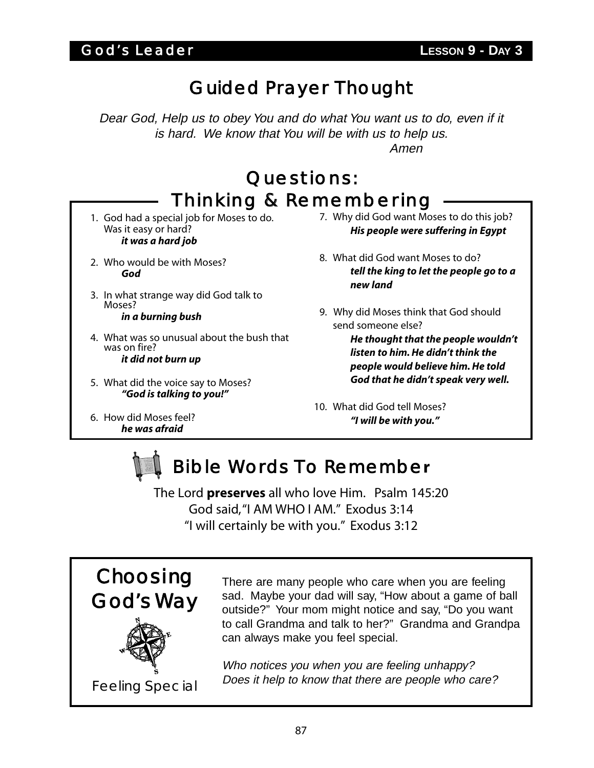# Guided Prayer Thought

*Dear God, Help us to obey You and do what You want us to do, even if it is hard. We know that You will be with us to help us.*
*Amen*

## Questions: Thinking & Remembering

1. God had a special job for Moses to do. Was it easy or hard?
   ***it was a hard job***

2. Who would be with Moses?
   ***God***

3. In what strange way did God talk to Moses?
   ***in a burning bush***

4. What was so unusual about the bush that was on fire?
   ***it did not burn up***

5. What did the voice say to Moses?
   ***"God is talking to you!"***

6. How did Moses feel?
   ***he was afraid***

7. Why did God want Moses to do this job?
   ***His people were suffering in Egypt***

8. What did God want Moses to do?
   ***tell the king to let the people go to a new land***

9. Why did Moses think that God should send someone else?
   ***He thought that the people wouldn't listen to him. He didn't think the people would believe him. He told God that he didn't speak very well.***

10. What did God tell Moses?
    ***"I will be with you."***

## Bible Words To Remember

The Lord **preserves** all who love Him. Psalm 145:20
God said, "I AM WHO I AM." Exodus 3:14
"I will certainly be with you." Exodus 3:12

## Choosing God's Way

Feeling Special

There are many people who care when you are feeling sad. Maybe your dad will say, "How about a game of ball outside?" Your mom might notice and say, "Do you want to call Grandma and talk to her?" Grandma and Grandpa can always make you feel special.

*Who notices you when you are feeling unhappy?*
*Does it help to know that there are people who care?*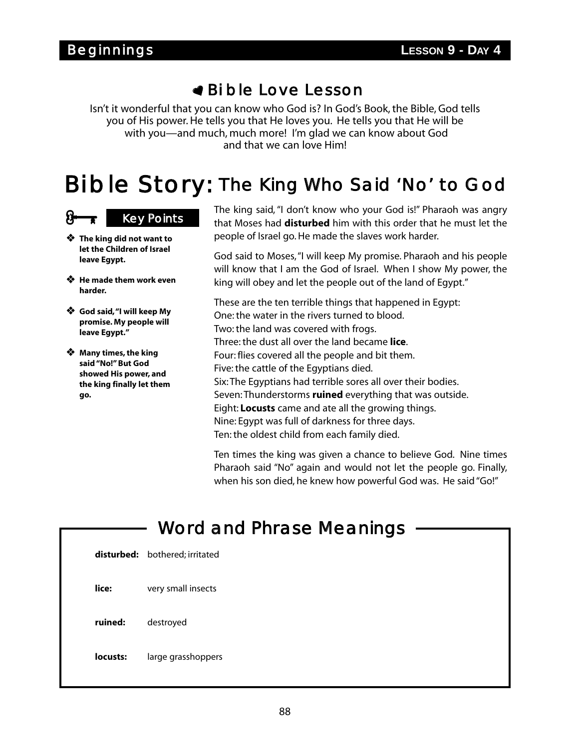## Bible Love Lesson

Isn't it wonderful that you can know who God is? In God's Book, the Bible, God tells you of His power. He tells you that He loves you. He tells you that He will be with you—and much, much more! I'm glad we can know about God and that we can love Him!

# Bible Story: The King Who Said 'No' to God

### Key Points

- **The king did not want to let the Children of Israel leave Egypt.**
- **He made them work even harder.**
- **God said, "I will keep My promise. My people will leave Egypt."**
- **Many times, the king said "No!" But God showed His power, and the king finally let them go.**

The king said, "I don't know who your God is!" Pharaoh was angry that Moses had **disturbed** him with this order that he must let the people of Israel go. He made the slaves work harder.

God said to Moses, "I will keep My promise. Pharaoh and his people will know that I am the God of Israel. When I show My power, the king will obey and let the people out of the land of Egypt."

These are the ten terrible things that happened in Egypt:
One: the water in the rivers turned to blood.
Two: the land was covered with frogs.
Three: the dust all over the land became **lice**.
Four: flies covered all the people and bit them.
Five: the cattle of the Egyptians died.
Six: The Egyptians had terrible sores all over their bodies.
Seven: Thunderstorms **ruined** everything that was outside.
Eight: **Locusts** came and ate all the growing things.
Nine: Egypt was full of darkness for three days.
Ten: the oldest child from each family died.

Ten times the king was given a chance to believe God. Nine times Pharaoh said "No" again and would not let the people go. Finally, when his son died, he knew how powerful God was. He said "Go!"

## Word and Phrase Meanings

**disturbed:** bothered; irritated

**lice:** very small insects

**ruined:** destroyed

**locusts:** large grasshoppers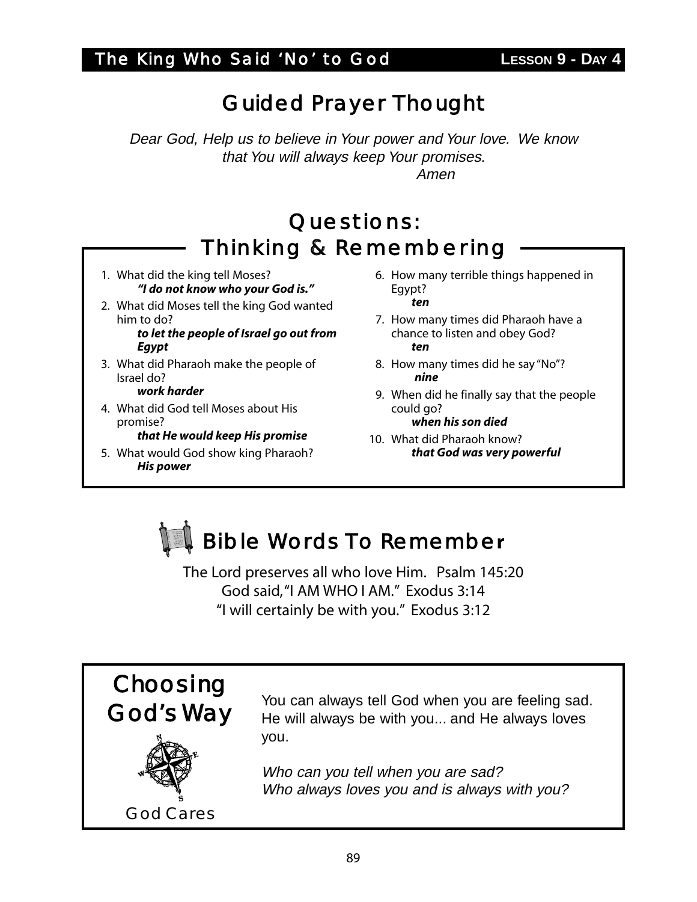The King Who Said 'No' to God — Lesson 9 - Day 4

## Guided Prayer Thought

*Dear God, Help us to believe in Your power and Your love. We know that You will always keep Your promises.*
*Amen*

## Questions: Thinking & Remembering

1. What did the king tell Moses?
   ***"I do not know who your God is."***
2. What did Moses tell the king God wanted him to do?
   ***to let the people of Israel go out from Egypt***
3. What did Pharaoh make the people of Israel do?
   ***work harder***
4. What did God tell Moses about His promise?
   ***that He would keep His promise***
5. What would God show king Pharaoh?
   ***His power***
6. How many terrible things happened in Egypt?
   ***ten***
7. How many times did Pharaoh have a chance to listen and obey God?
   ***ten***
8. How many times did he say "No"?
   ***nine***
9. When did he finally say that the people could go?
   ***when his son died***
10. What did Pharaoh know?
    ***that God was very powerful***

## Bible Words To Remember

The Lord preserves all who love Him. Psalm 145:20
God said, "I AM WHO I AM." Exodus 3:14
"I will certainly be with you." Exodus 3:12

## Choosing God's Way

God Cares

You can always tell God when you are feeling sad. He will always be with you... and He always loves you.

*Who can you tell when you are sad?*
*Who always loves you and is always with you?*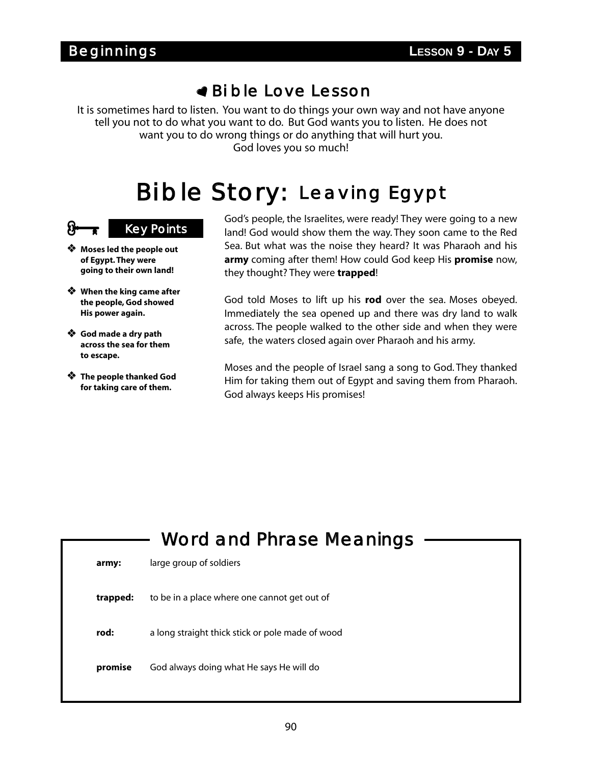## Bible Love Lesson

It is sometimes hard to listen. You want to do things your own way and not have anyone tell you not to do what you want to do. But God wants you to listen. He does not want you to do wrong things or do anything that will hurt you. God loves you so much!

# Bible Story: Leaving Egypt

### Key Points

- **Moses led the people out of Egypt. They were going to their own land!**
- **When the king came after the people, God showed His power again.**
- **God made a dry path across the sea for them to escape.**
- **The people thanked God for taking care of them.**

God's people, the Israelites, were ready! They were going to a new land! God would show them the way. They soon came to the Red Sea. But what was the noise they heard? It was Pharaoh and his **army** coming after them! How could God keep His **promise** now, they thought? They were **trapped**!

God told Moses to lift up his **rod** over the sea. Moses obeyed. Immediately the sea opened up and there was dry land to walk across. The people walked to the other side and when they were safe, the waters closed again over Pharaoh and his army.

Moses and the people of Israel sang a song to God. They thanked Him for taking them out of Egypt and saving them from Pharaoh. God always keeps His promises!

## Word and Phrase Meanings

| | |
|---|---|
| **army:** | large group of soldiers |
| **trapped:** | to be in a place where one cannot get out of |
| **rod:** | a long straight thick stick or pole made of wood |
| **promise** | God always doing what He says He will do |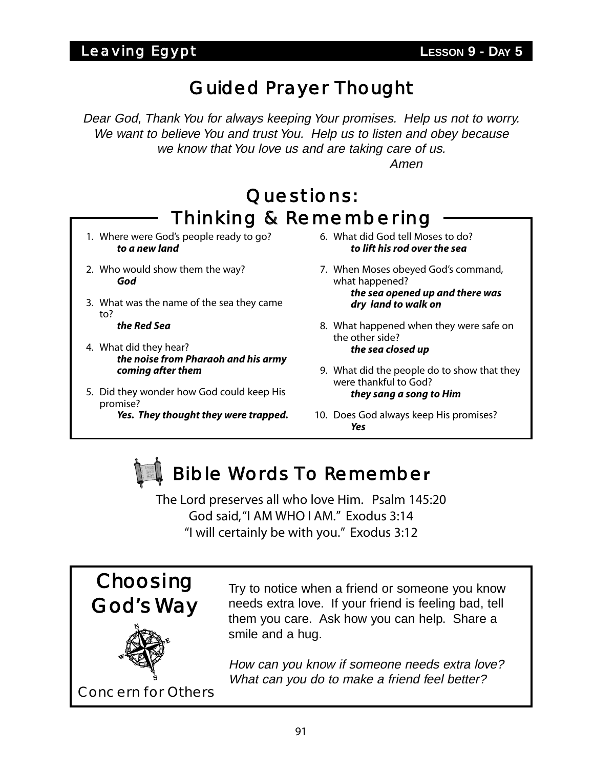Leaving Egypt **LESSON 9 - DAY 5**

## Guided Prayer Thought

*Dear God, Thank You for always keeping Your promises. Help us not to worry. We want to believe You and trust You. Help us to listen and obey because we know that You love us and are taking care of us.*
*Amen*

## Questions: Thinking & Remembering

1. Where were God's people ready to go?
   ***to a new land***
2. Who would show them the way?
   ***God***
3. What was the name of the sea they came to?
   ***the Red Sea***
4. What did they hear?
   ***the noise from Pharaoh and his army coming after them***
5. Did they wonder how God could keep His promise?
   ***Yes. They thought they were trapped.***
6. What did God tell Moses to do?
   ***to lift his rod over the sea***
7. When Moses obeyed God's command, what happened?
   ***the sea opened up and there was dry land to walk on***
8. What happened when they were safe on the other side?
   ***the sea closed up***
9. What did the people do to show that they were thankful to God?
   ***they sang a song to Him***
10. Does God always keep His promises?
    ***Yes***

## Bible Words To Remember

The Lord preserves all who love Him. Psalm 145:20
God said, "I AM WHO I AM." Exodus 3:14
"I will certainly be with you." Exodus 3:12

## Choosing God's Way

Concern for Others

Try to notice when a friend or someone you know needs extra love. If your friend is feeling bad, tell them you care. Ask how you can help. Share a smile and a hug.

*How can you know if someone needs extra love? What can you do to make a friend feel better?*